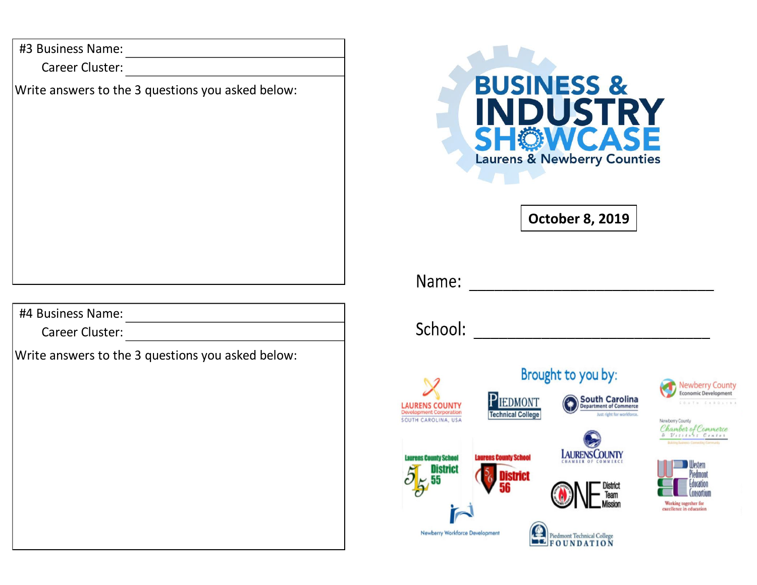#3 Business Name: ____________________________

Career Cluster: ____________________________

Write answers to the 3 questions you asked below:

#4 Business Name: ____________________________

Career Cluster: ____________________________

Write answers to the 3 questions you asked below:

# BUSINESS & INDUSTRY SHOWCASE

Laurens & Newberry Counties

**October 8, 2019**

Name: ____________________________

School: ____________________________

Brought to you by:

Laurens County Development Corporation, South Carolina, USA

Piedmont Technical College

South Carolina Department of Commerce — Just right for workforce.

Newberry County Economic Development — South Carolina

Newberry County Chamber of Commerce & Visitors Center

Laurens County School District 55

Laurens County School District 56

Laurens County Chamber of Commerce

ONE District Team Mission

Western Piedmont Education Consortium — Working together for excellence in education

Newberry Workforce Development

Piedmont Technical College Foundation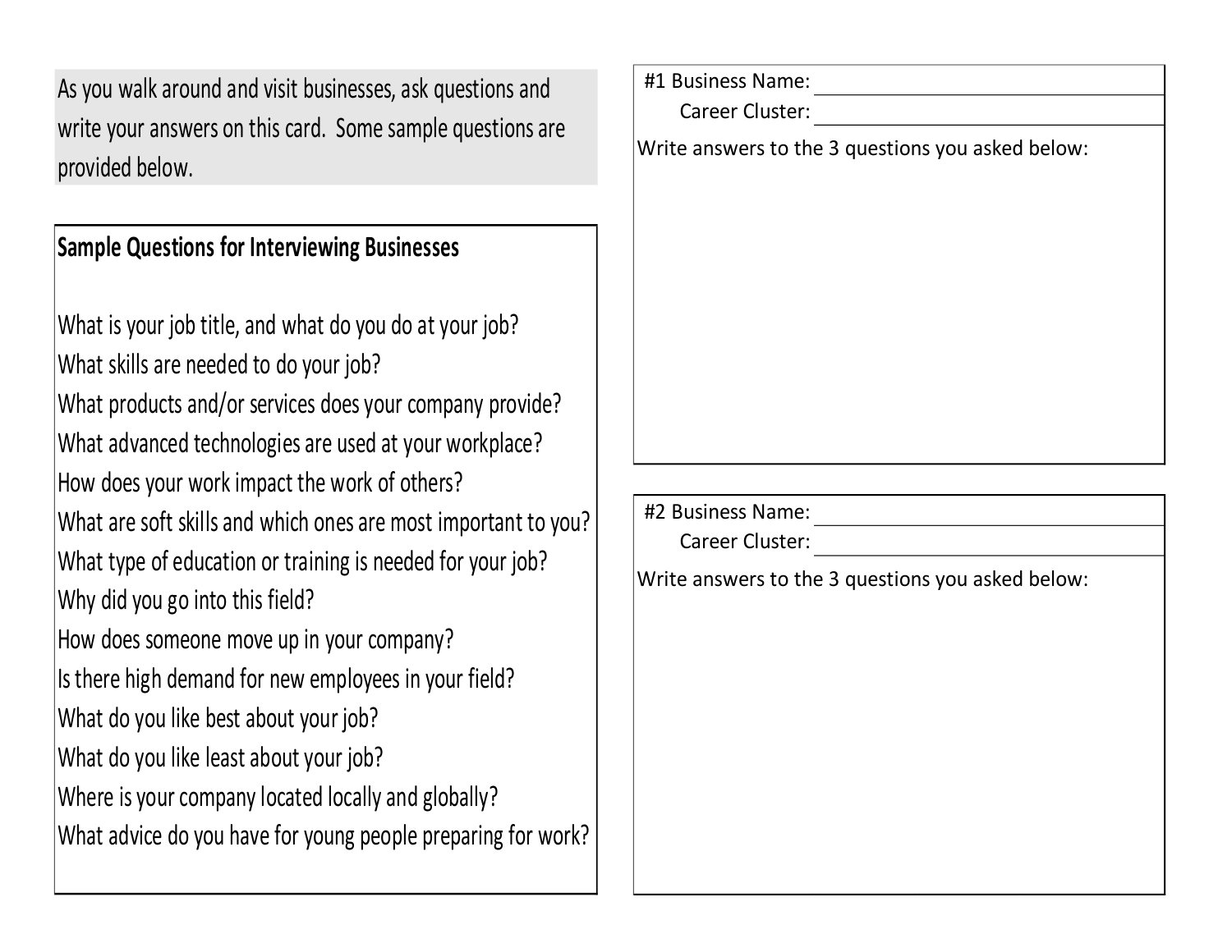As you walk around and visit businesses, ask questions and write your answers on this card. Some sample questions are provided below.

**Sample Questions for Interviewing Businesses**

What is your job title, and what do you do at your job?
What skills are needed to do your job?
What products and/or services does your company provide?
What advanced technologies are used at your workplace?
How does your work impact the work of others?
What are soft skills and which ones are most important to you?
What type of education or training is needed for your job?
Why did you go into this field?
How does someone move up in your company?
Is there high demand for new employees in your field?
What do you like best about your job?
What do you like least about your job?
Where is your company located locally and globally?
What advice do you have for young people preparing for work?

#1 Business Name: ____________________

Career Cluster: ____________________

Write answers to the 3 questions you asked below:

#2 Business Name: ____________________

Career Cluster: ____________________

Write answers to the 3 questions you asked below: